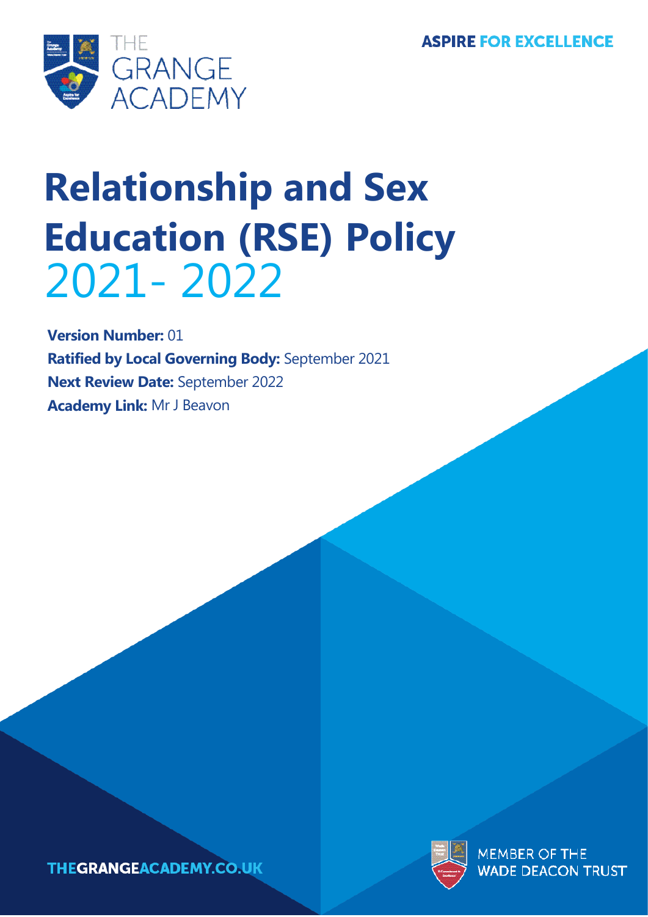THE GRANGE ACADEMY

ASPIRE FOR EXCELLENCE

# Relationship and Sex Education (RSE) Policy 2021- 2022

**Version Number:** 01

**Ratified by Local Governing Body:** September 2021

**Next Review Date:** September 2022

**Academy Link:** Mr J Beavon

THEGRANGEACADEMY.CO.UK

MEMBER OF THE WADE DEACON TRUST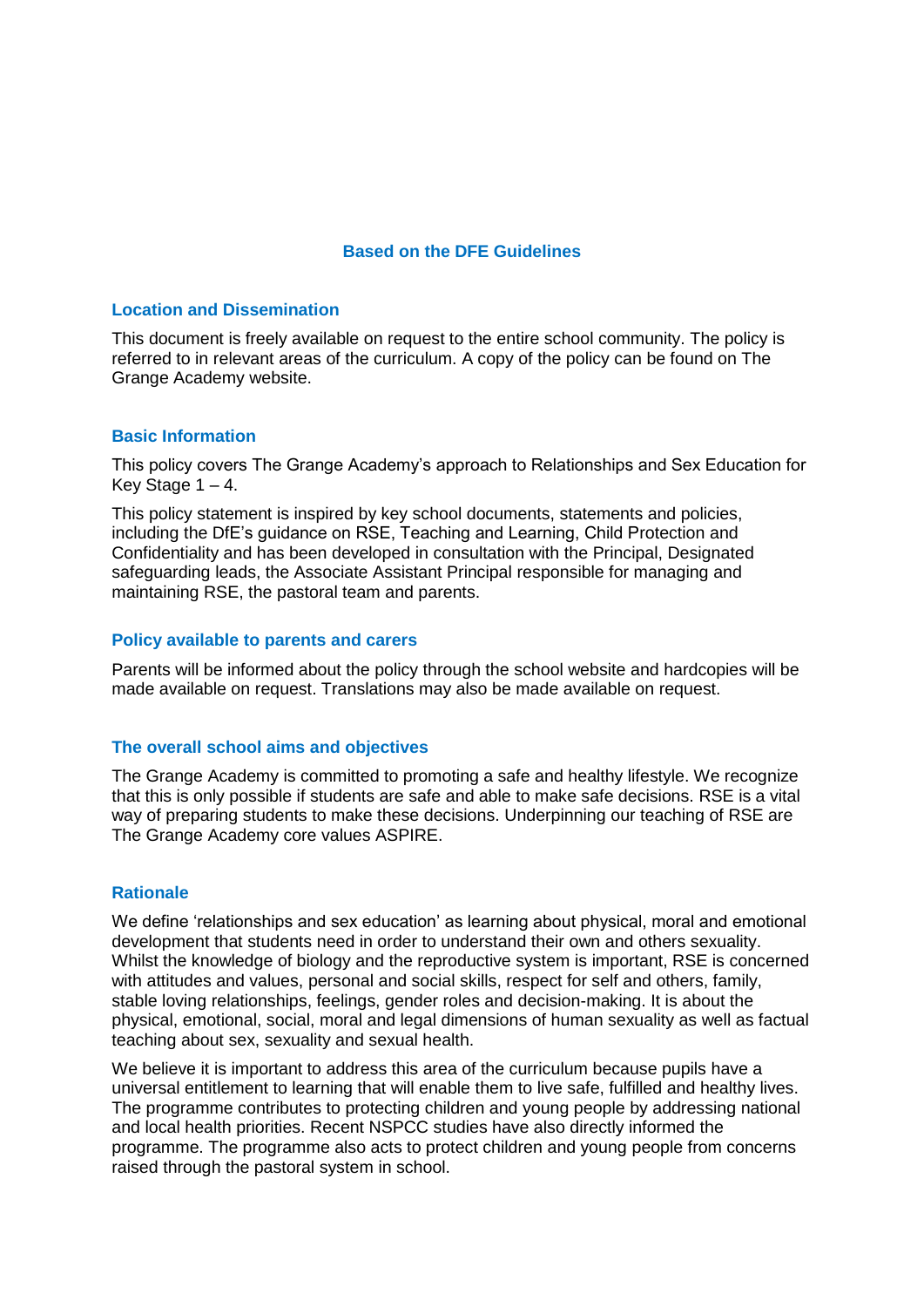**Based on the DFE Guidelines**

## Location and Dissemination

This document is freely available on request to the entire school community. The policy is referred to in relevant areas of the curriculum. A copy of the policy can be found on The Grange Academy website.

## Basic Information

This policy covers The Grange Academy's approach to Relationships and Sex Education for Key Stage 1 – 4.

This policy statement is inspired by key school documents, statements and policies, including the DfE's guidance on RSE, Teaching and Learning, Child Protection and Confidentiality and has been developed in consultation with the Principal, Designated safeguarding leads, the Associate Assistant Principal responsible for managing and maintaining RSE, the pastoral team and parents.

## Policy available to parents and carers

Parents will be informed about the policy through the school website and hardcopies will be made available on request. Translations may also be made available on request.

## The overall school aims and objectives

The Grange Academy is committed to promoting a safe and healthy lifestyle. We recognize that this is only possible if students are safe and able to make safe decisions. RSE is a vital way of preparing students to make these decisions. Underpinning our teaching of RSE are The Grange Academy core values ASPIRE.

## Rationale

We define 'relationships and sex education' as learning about physical, moral and emotional development that students need in order to understand their own and others sexuality. Whilst the knowledge of biology and the reproductive system is important, RSE is concerned with attitudes and values, personal and social skills, respect for self and others, family, stable loving relationships, feelings, gender roles and decision-making. It is about the physical, emotional, social, moral and legal dimensions of human sexuality as well as factual teaching about sex, sexuality and sexual health.

We believe it is important to address this area of the curriculum because pupils have a universal entitlement to learning that will enable them to live safe, fulfilled and healthy lives. The programme contributes to protecting children and young people by addressing national and local health priorities. Recent NSPCC studies have also directly informed the programme. The programme also acts to protect children and young people from concerns raised through the pastoral system in school.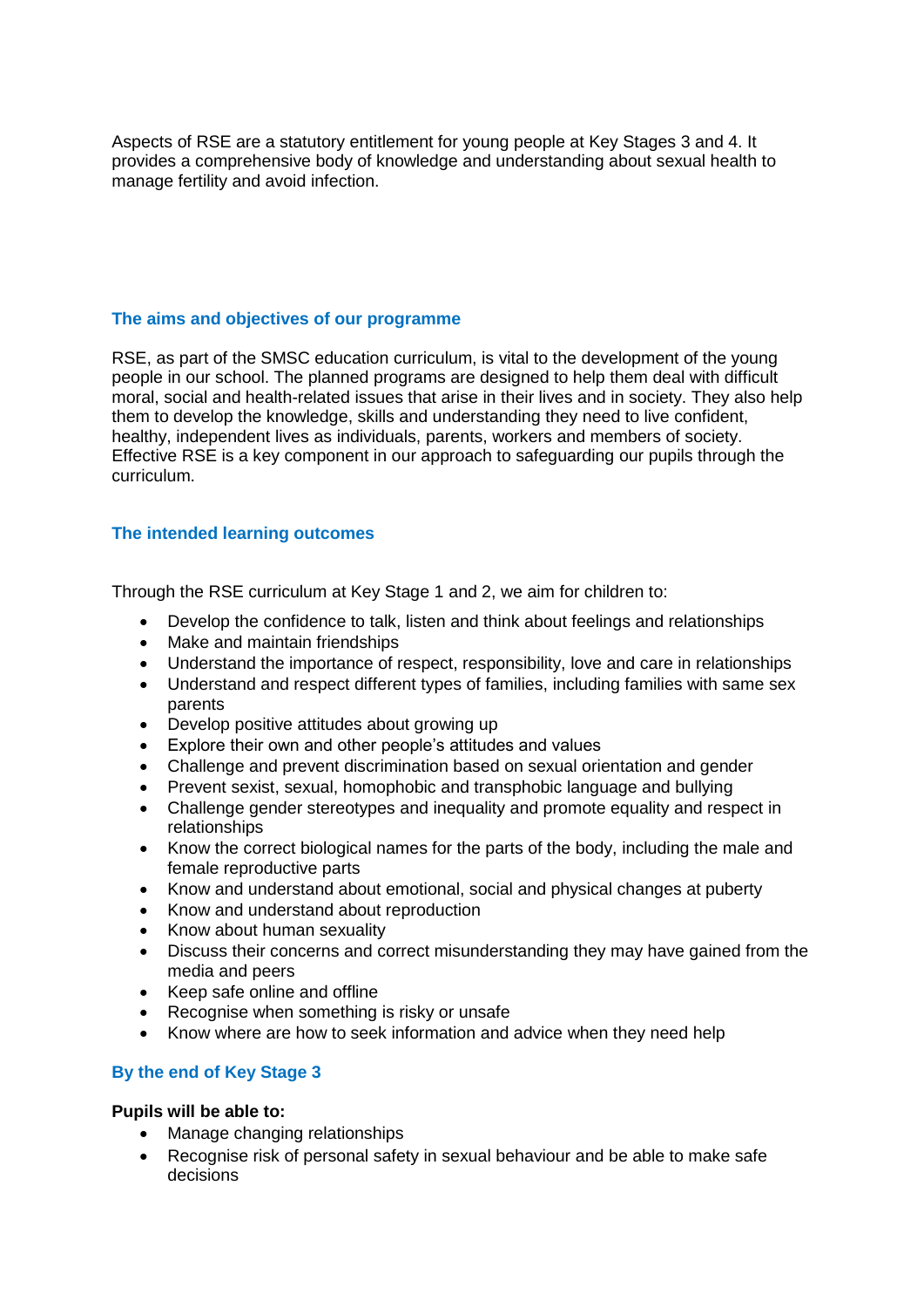Aspects of RSE are a statutory entitlement for young people at Key Stages 3 and 4. It provides a comprehensive body of knowledge and understanding about sexual health to manage fertility and avoid infection.

## The aims and objectives of our programme

RSE, as part of the SMSC education curriculum, is vital to the development of the young people in our school. The planned programs are designed to help them deal with difficult moral, social and health-related issues that arise in their lives and in society. They also help them to develop the knowledge, skills and understanding they need to live confident, healthy, independent lives as individuals, parents, workers and members of society. Effective RSE is a key component in our approach to safeguarding our pupils through the curriculum.

## The intended learning outcomes

Through the RSE curriculum at Key Stage 1 and 2, we aim for children to:

- Develop the confidence to talk, listen and think about feelings and relationships
- Make and maintain friendships
- Understand the importance of respect, responsibility, love and care in relationships
- Understand and respect different types of families, including families with same sex parents
- Develop positive attitudes about growing up
- Explore their own and other people's attitudes and values
- Challenge and prevent discrimination based on sexual orientation and gender
- Prevent sexist, sexual, homophobic and transphobic language and bullying
- Challenge gender stereotypes and inequality and promote equality and respect in relationships
- Know the correct biological names for the parts of the body, including the male and female reproductive parts
- Know and understand about emotional, social and physical changes at puberty
- Know and understand about reproduction
- Know about human sexuality
- Discuss their concerns and correct misunderstanding they may have gained from the media and peers
- Keep safe online and offline
- Recognise when something is risky or unsafe
- Know where are how to seek information and advice when they need help

## By the end of Key Stage 3

**Pupils will be able to:**

- Manage changing relationships
- Recognise risk of personal safety in sexual behaviour and be able to make safe decisions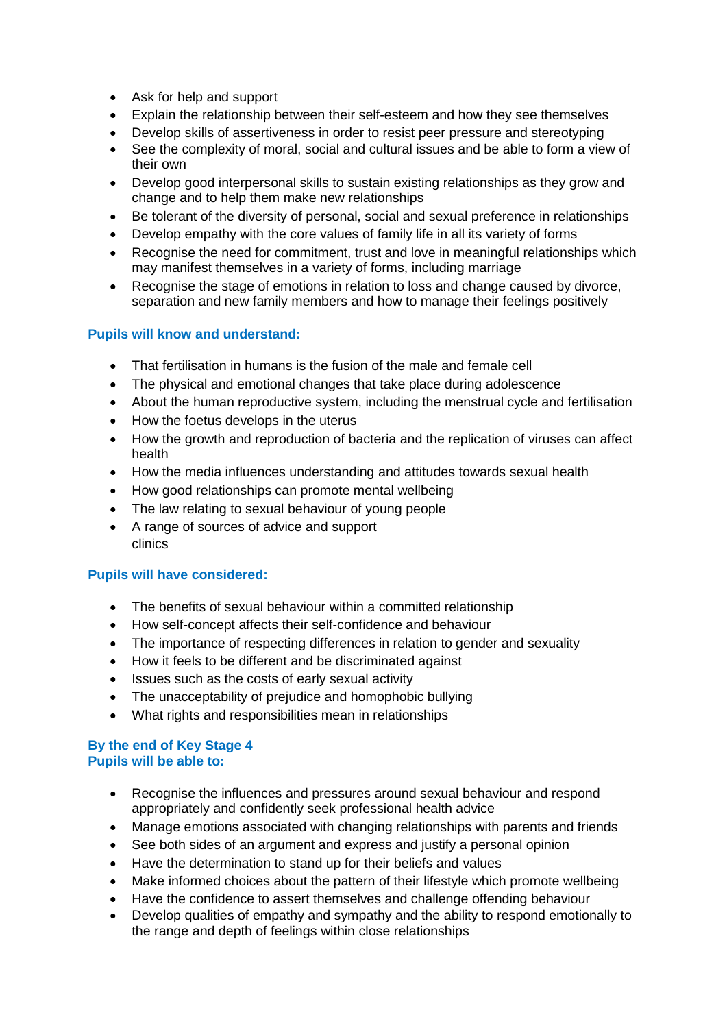- Ask for help and support
- Explain the relationship between their self-esteem and how they see themselves
- Develop skills of assertiveness in order to resist peer pressure and stereotyping
- See the complexity of moral, social and cultural issues and be able to form a view of their own
- Develop good interpersonal skills to sustain existing relationships as they grow and change and to help them make new relationships
- Be tolerant of the diversity of personal, social and sexual preference in relationships
- Develop empathy with the core values of family life in all its variety of forms
- Recognise the need for commitment, trust and love in meaningful relationships which may manifest themselves in a variety of forms, including marriage
- Recognise the stage of emotions in relation to loss and change caused by divorce, separation and new family members and how to manage their feelings positively

### Pupils will know and understand:

- That fertilisation in humans is the fusion of the male and female cell
- The physical and emotional changes that take place during adolescence
- About the human reproductive system, including the menstrual cycle and fertilisation
- How the foetus develops in the uterus
- How the growth and reproduction of bacteria and the replication of viruses can affect health
- How the media influences understanding and attitudes towards sexual health
- How good relationships can promote mental wellbeing
- The law relating to sexual behaviour of young people
- A range of sources of advice and support
  clinics

### Pupils will have considered:

- The benefits of sexual behaviour within a committed relationship
- How self-concept affects their self-confidence and behaviour
- The importance of respecting differences in relation to gender and sexuality
- How it feels to be different and be discriminated against
- Issues such as the costs of early sexual activity
- The unacceptability of prejudice and homophobic bullying
- What rights and responsibilities mean in relationships

### By the end of Key Stage 4
### Pupils will be able to:

- Recognise the influences and pressures around sexual behaviour and respond appropriately and confidently seek professional health advice
- Manage emotions associated with changing relationships with parents and friends
- See both sides of an argument and express and justify a personal opinion
- Have the determination to stand up for their beliefs and values
- Make informed choices about the pattern of their lifestyle which promote wellbeing
- Have the confidence to assert themselves and challenge offending behaviour
- Develop qualities of empathy and sympathy and the ability to respond emotionally to the range and depth of feelings within close relationships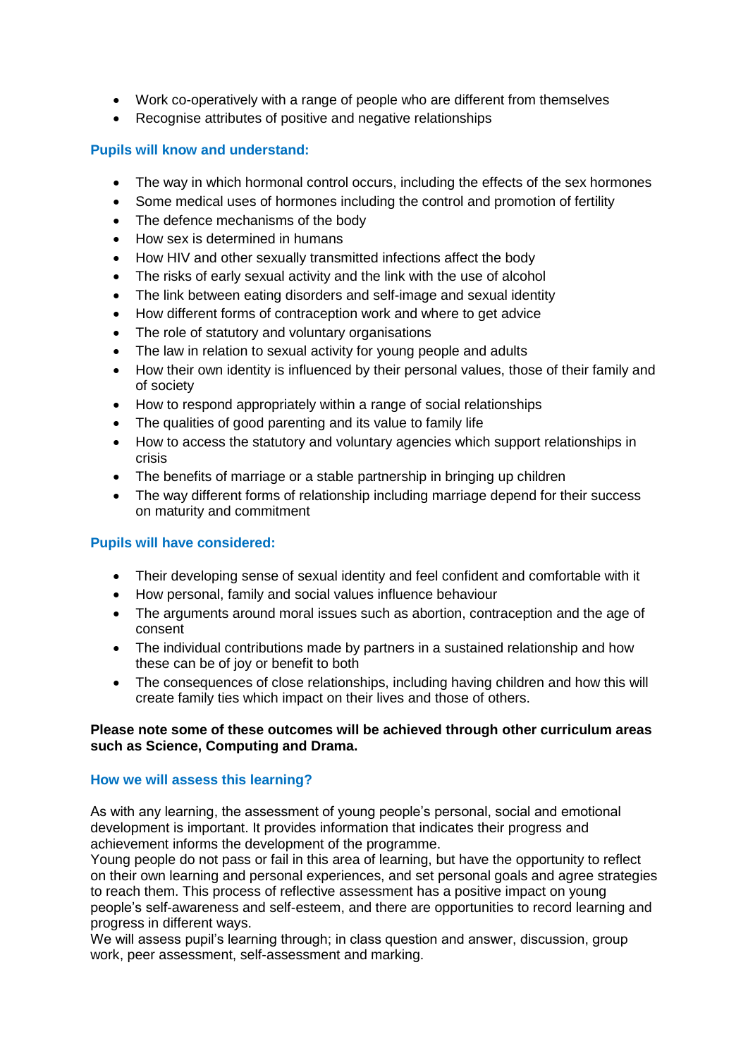- Work co-operatively with a range of people who are different from themselves
- Recognise attributes of positive and negative relationships

### Pupils will know and understand:

- The way in which hormonal control occurs, including the effects of the sex hormones
- Some medical uses of hormones including the control and promotion of fertility
- The defence mechanisms of the body
- How sex is determined in humans
- How HIV and other sexually transmitted infections affect the body
- The risks of early sexual activity and the link with the use of alcohol
- The link between eating disorders and self-image and sexual identity
- How different forms of contraception work and where to get advice
- The role of statutory and voluntary organisations
- The law in relation to sexual activity for young people and adults
- How their own identity is influenced by their personal values, those of their family and of society
- How to respond appropriately within a range of social relationships
- The qualities of good parenting and its value to family life
- How to access the statutory and voluntary agencies which support relationships in crisis
- The benefits of marriage or a stable partnership in bringing up children
- The way different forms of relationship including marriage depend for their success on maturity and commitment

### Pupils will have considered:

- Their developing sense of sexual identity and feel confident and comfortable with it
- How personal, family and social values influence behaviour
- The arguments around moral issues such as abortion, contraception and the age of consent
- The individual contributions made by partners in a sustained relationship and how these can be of joy or benefit to both
- The consequences of close relationships, including having children and how this will create family ties which impact on their lives and those of others.

**Please note some of these outcomes will be achieved through other curriculum areas such as Science, Computing and Drama.**

### How we will assess this learning?

As with any learning, the assessment of young people's personal, social and emotional development is important. It provides information that indicates their progress and achievement informs the development of the programme.
Young people do not pass or fail in this area of learning, but have the opportunity to reflect on their own learning and personal experiences, and set personal goals and agree strategies to reach them. This process of reflective assessment has a positive impact on young people's self-awareness and self-esteem, and there are opportunities to record learning and progress in different ways.
We will assess pupil's learning through; in class question and answer, discussion, group work, peer assessment, self-assessment and marking.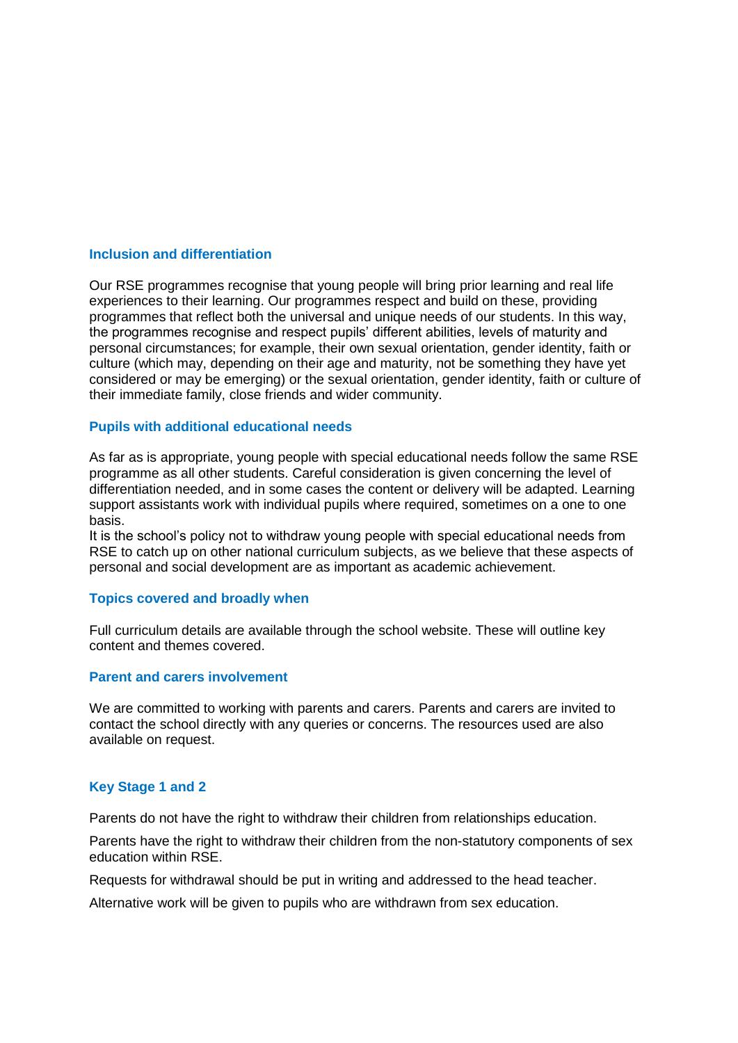## Inclusion and differentiation

Our RSE programmes recognise that young people will bring prior learning and real life experiences to their learning. Our programmes respect and build on these, providing programmes that reflect both the universal and unique needs of our students. In this way, the programmes recognise and respect pupils' different abilities, levels of maturity and personal circumstances; for example, their own sexual orientation, gender identity, faith or culture (which may, depending on their age and maturity, not be something they have yet considered or may be emerging) or the sexual orientation, gender identity, faith or culture of their immediate family, close friends and wider community.

## Pupils with additional educational needs

As far as is appropriate, young people with special educational needs follow the same RSE programme as all other students. Careful consideration is given concerning the level of differentiation needed, and in some cases the content or delivery will be adapted. Learning support assistants work with individual pupils where required, sometimes on a one to one basis.

It is the school's policy not to withdraw young people with special educational needs from RSE to catch up on other national curriculum subjects, as we believe that these aspects of personal and social development are as important as academic achievement.

## Topics covered and broadly when

Full curriculum details are available through the school website. These will outline key content and themes covered.

## Parent and carers involvement

We are committed to working with parents and carers. Parents and carers are invited to contact the school directly with any queries or concerns. The resources used are also available on request.

## Key Stage 1 and 2

Parents do not have the right to withdraw their children from relationships education.

Parents have the right to withdraw their children from the non-statutory components of sex education within RSE.

Requests for withdrawal should be put in writing and addressed to the head teacher.

Alternative work will be given to pupils who are withdrawn from sex education.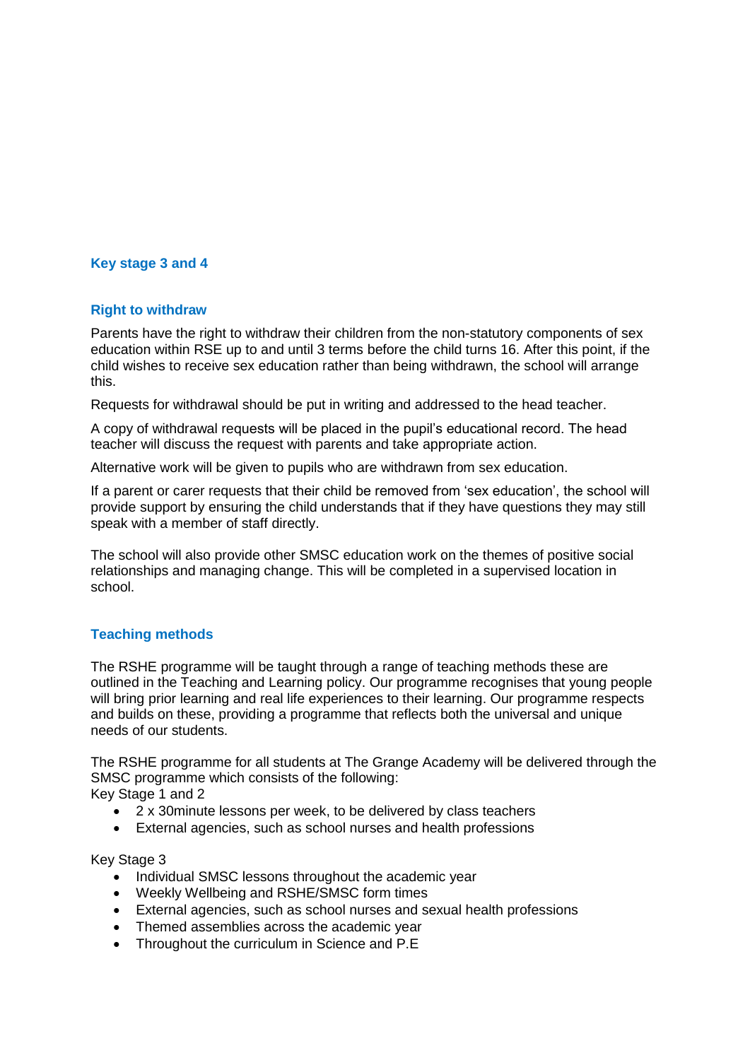### Key stage 3 and 4

### Right to withdraw

Parents have the right to withdraw their children from the non-statutory components of sex education within RSE up to and until 3 terms before the child turns 16. After this point, if the child wishes to receive sex education rather than being withdrawn, the school will arrange this.

Requests for withdrawal should be put in writing and addressed to the head teacher.

A copy of withdrawal requests will be placed in the pupil's educational record. The head teacher will discuss the request with parents and take appropriate action.

Alternative work will be given to pupils who are withdrawn from sex education.

If a parent or carer requests that their child be removed from 'sex education', the school will provide support by ensuring the child understands that if they have questions they may still speak with a member of staff directly.

The school will also provide other SMSC education work on the themes of positive social relationships and managing change. This will be completed in a supervised location in school.

### Teaching methods

The RSHE programme will be taught through a range of teaching methods these are outlined in the Teaching and Learning policy. Our programme recognises that young people will bring prior learning and real life experiences to their learning. Our programme respects and builds on these, providing a programme that reflects both the universal and unique needs of our students.

The RSHE programme for all students at The Grange Academy will be delivered through the SMSC programme which consists of the following:
Key Stage 1 and 2

- 2 x 30minute lessons per week, to be delivered by class teachers
- External agencies, such as school nurses and health professions

Key Stage 3

- Individual SMSC lessons throughout the academic year
- Weekly Wellbeing and RSHE/SMSC form times
- External agencies, such as school nurses and sexual health professions
- Themed assemblies across the academic year
- Throughout the curriculum in Science and P.E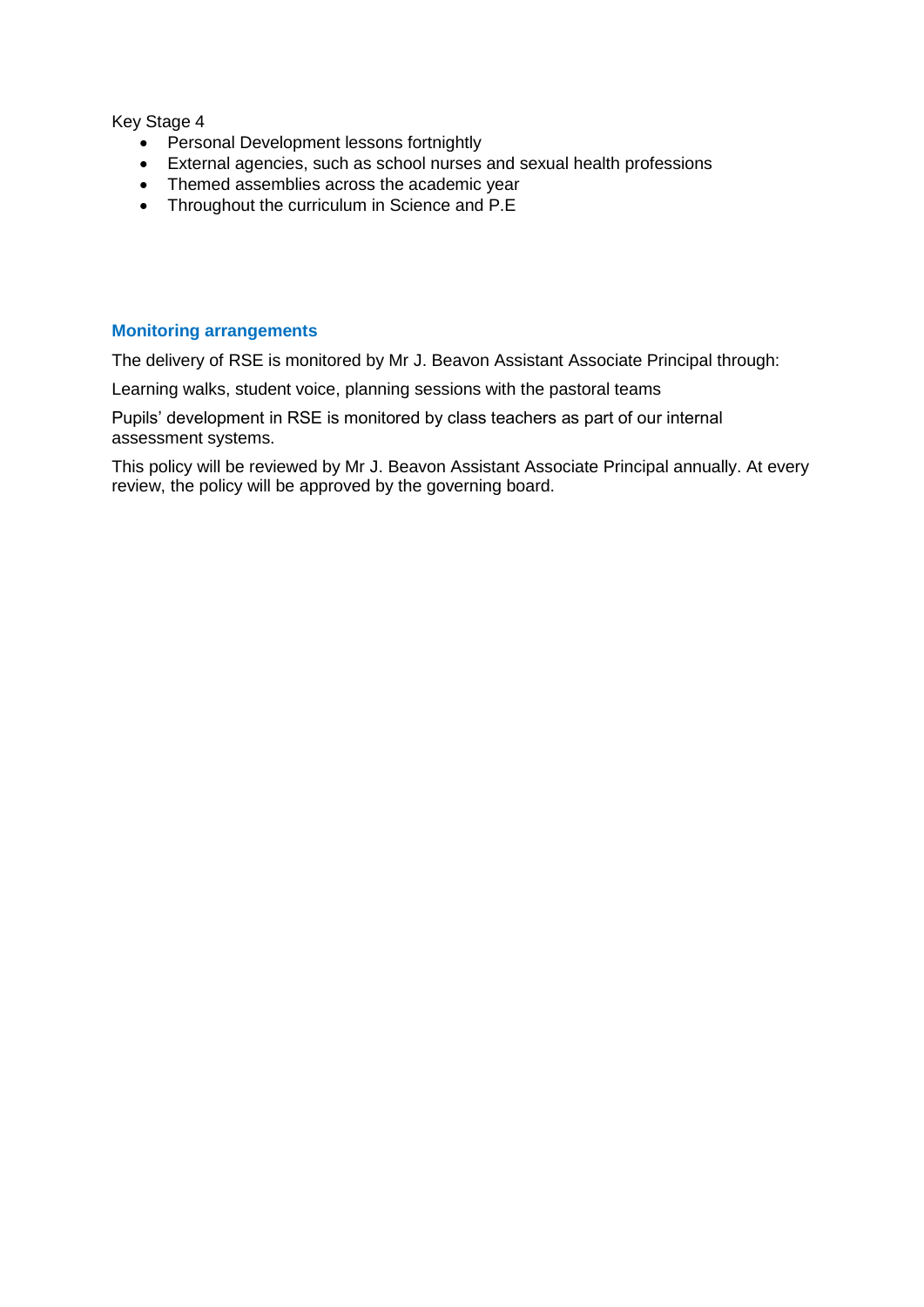Key Stage 4

- Personal Development lessons fortnightly
- External agencies, such as school nurses and sexual health professions
- Themed assemblies across the academic year
- Throughout the curriculum in Science and P.E

## Monitoring arrangements

The delivery of RSE is monitored by Mr J. Beavon Assistant Associate Principal through:

Learning walks, student voice, planning sessions with the pastoral teams

Pupils' development in RSE is monitored by class teachers as part of our internal assessment systems.

This policy will be reviewed by Mr J. Beavon Assistant Associate Principal annually. At every review, the policy will be approved by the governing board.